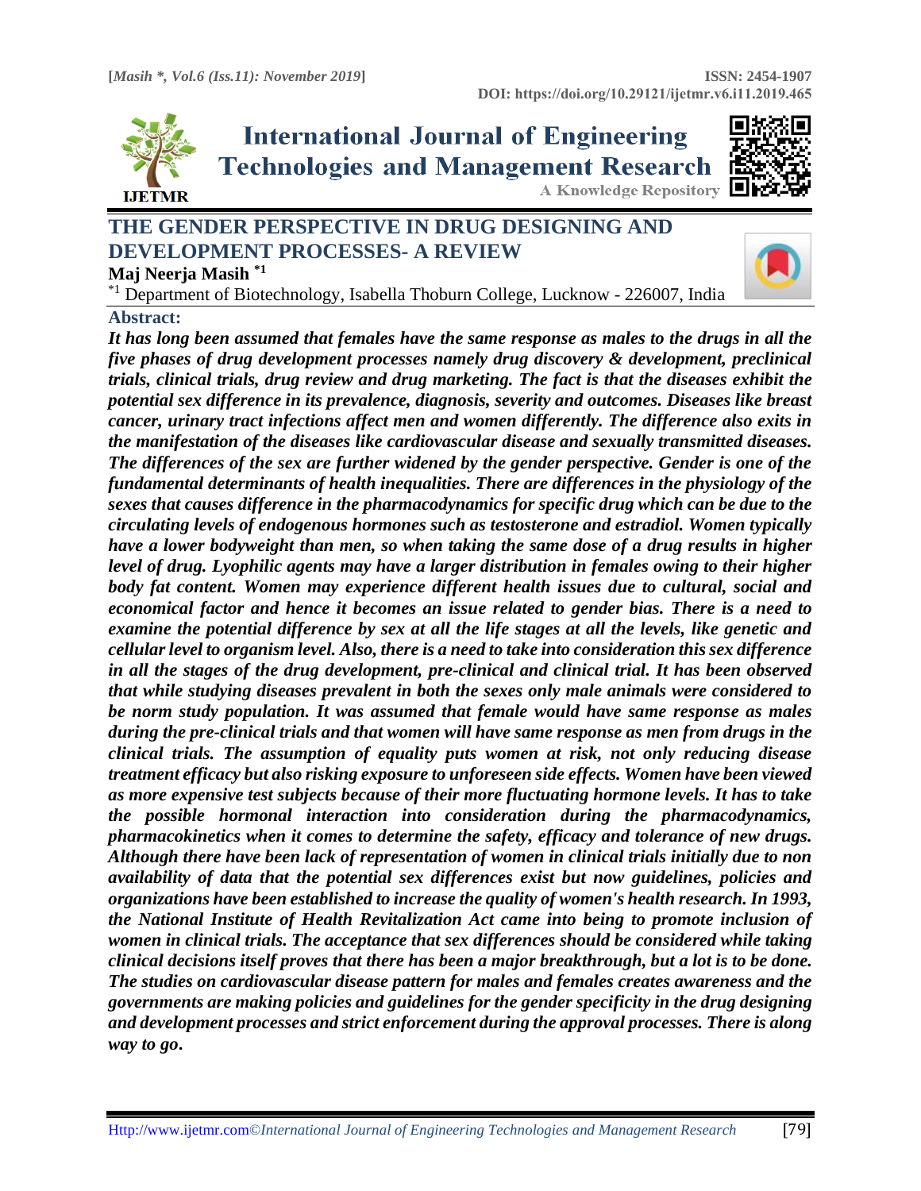# THE GENDER PERSPECTIVE IN DRUG DESIGNING AND DEVELOPMENT PROCESSES- A REVIEW

**Maj Neerja Masih [*1]**

[*1] Department of Biotechnology, Isabella Thoburn College, Lucknow - 226007, India

## Abstract:

***It has long been assumed that females have the same response as males to the drugs in all the five phases of drug development processes namely drug discovery & development, preclinical trials, clinical trials, drug review and drug marketing. The fact is that the diseases exhibit the potential sex difference in its prevalence, diagnosis, severity and outcomes. Diseases like breast cancer, urinary tract infections affect men and women differently. The difference also exits in the manifestation of the diseases like cardiovascular disease and sexually transmitted diseases. The differences of the sex are further widened by the gender perspective. Gender is one of the fundamental determinants of health inequalities. There are differences in the physiology of the sexes that causes difference in the pharmacodynamics for specific drug which can be due to the circulating levels of endogenous hormones such as testosterone and estradiol. Women typically have a lower bodyweight than men, so when taking the same dose of a drug results in higher level of drug. Lyophilic agents may have a larger distribution in females owing to their higher body fat content. Women may experience different health issues due to cultural, social and economical factor and hence it becomes an issue related to gender bias. There is a need to examine the potential difference by sex at all the life stages at all the levels, like genetic and cellular level to organism level. Also, there is a need to take into consideration this sex difference in all the stages of the drug development, pre-clinical and clinical trial. It has been observed that while studying diseases prevalent in both the sexes only male animals were considered to be norm study population. It was assumed that female would have same response as males during the pre-clinical trials and that women will have same response as men from drugs in the clinical trials. The assumption of equality puts women at risk, not only reducing disease treatment efficacy but also risking exposure to unforeseen side effects. Women have been viewed as more expensive test subjects because of their more fluctuating hormone levels. It has to take the possible hormonal interaction into consideration during the pharmacodynamics, pharmacokinetics when it comes to determine the safety, efficacy and tolerance of new drugs. Although there have been lack of representation of women in clinical trials initially due to non availability of data that the potential sex differences exist but now guidelines, policies and organizations have been established to increase the quality of women's health research. In 1993, the National Institute of Health Revitalization Act came into being to promote inclusion of women in clinical trials. The acceptance that sex differences should be considered while taking clinical decisions itself proves that there has been a major breakthrough, but a lot is to be done. The studies on cardiovascular disease pattern for males and females creates awareness and the governments are making policies and guidelines for the gender specificity in the drug designing and development processes and strict enforcement during the approval processes. There is along way to go.***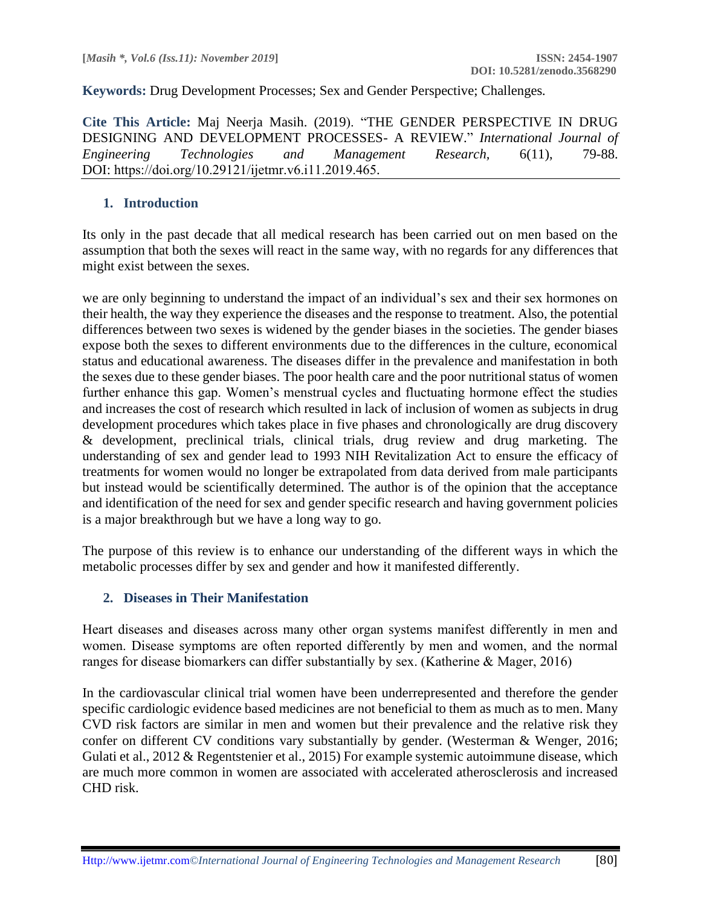**Keywords:** Drug Development Processes; Sex and Gender Perspective; Challenges.

**Cite This Article:** Maj Neerja Masih. (2019). "THE GENDER PERSPECTIVE IN DRUG DESIGNING AND DEVELOPMENT PROCESSES- A REVIEW." *International Journal of Engineering Technologies and Management Research,* 6(11), 79-88. DOI: https://doi.org/10.29121/ijetmr.v6.i11.2019.465.

## 1. Introduction

Its only in the past decade that all medical research has been carried out on men based on the assumption that both the sexes will react in the same way, with no regards for any differences that might exist between the sexes.

we are only beginning to understand the impact of an individual's sex and their sex hormones on their health, the way they experience the diseases and the response to treatment. Also, the potential differences between two sexes is widened by the gender biases in the societies. The gender biases expose both the sexes to different environments due to the differences in the culture, economical status and educational awareness. The diseases differ in the prevalence and manifestation in both the sexes due to these gender biases. The poor health care and the poor nutritional status of women further enhance this gap. Women's menstrual cycles and fluctuating hormone effect the studies and increases the cost of research which resulted in lack of inclusion of women as subjects in drug development procedures which takes place in five phases and chronologically are drug discovery & development, preclinical trials, clinical trials, drug review and drug marketing. The understanding of sex and gender lead to 1993 NIH Revitalization Act to ensure the efficacy of treatments for women would no longer be extrapolated from data derived from male participants but instead would be scientifically determined. The author is of the opinion that the acceptance and identification of the need for sex and gender specific research and having government policies is a major breakthrough but we have a long way to go.

The purpose of this review is to enhance our understanding of the different ways in which the metabolic processes differ by sex and gender and how it manifested differently.

## 2. Diseases in Their Manifestation

Heart diseases and diseases across many other organ systems manifest differently in men and women. Disease symptoms are often reported differently by men and women, and the normal ranges for disease biomarkers can differ substantially by sex. (Katherine & Mager, 2016)

In the cardiovascular clinical trial women have been underrepresented and therefore the gender specific cardiologic evidence based medicines are not beneficial to them as much as to men. Many CVD risk factors are similar in men and women but their prevalence and the relative risk they confer on different CV conditions vary substantially by gender. (Westerman & Wenger, 2016; Gulati et al., 2012 & Regentstenier et al., 2015) For example systemic autoimmune disease, which are much more common in women are associated with accelerated atherosclerosis and increased CHD risk.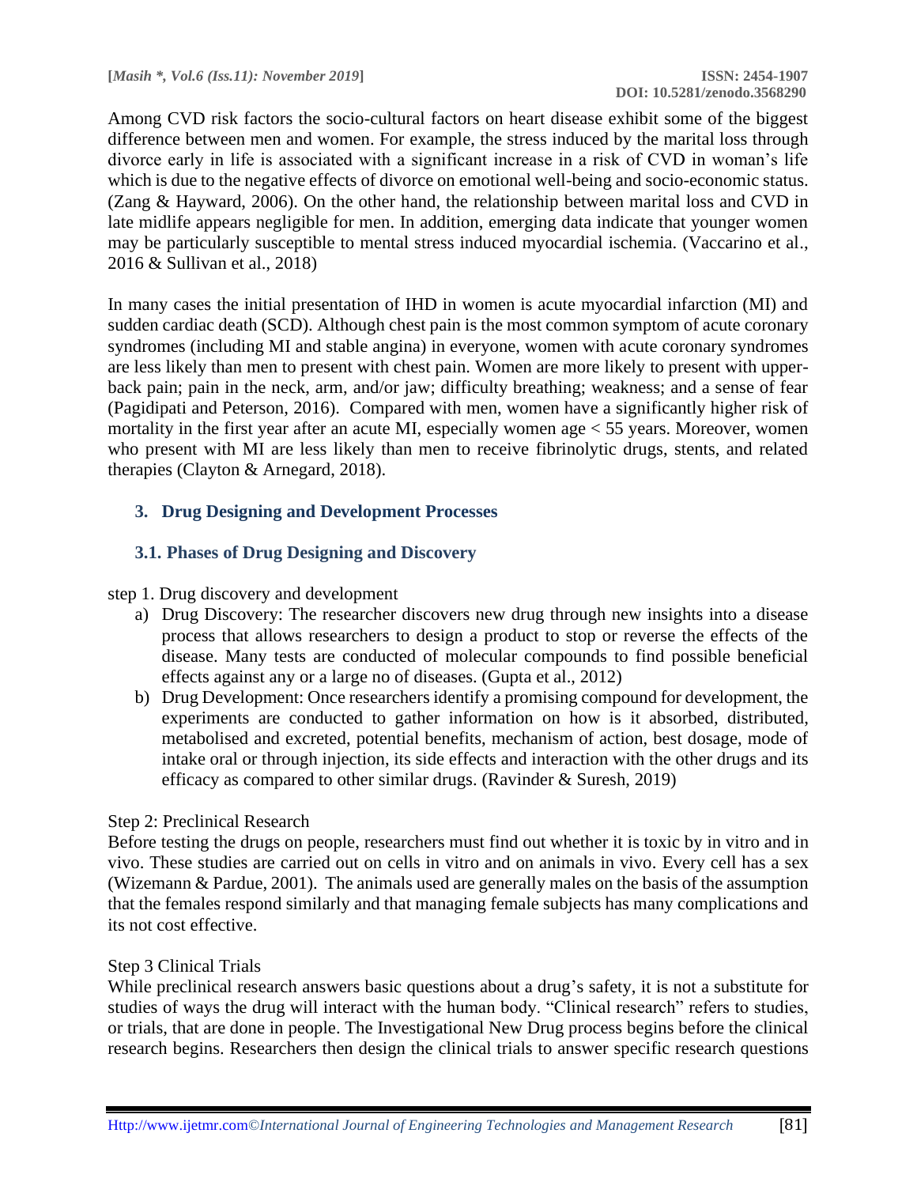Among CVD risk factors the socio-cultural factors on heart disease exhibit some of the biggest difference between men and women. For example, the stress induced by the marital loss through divorce early in life is associated with a significant increase in a risk of CVD in woman's life which is due to the negative effects of divorce on emotional well-being and socio-economic status. (Zang & Hayward, 2006). On the other hand, the relationship between marital loss and CVD in late midlife appears negligible for men. In addition, emerging data indicate that younger women may be particularly susceptible to mental stress induced myocardial ischemia. (Vaccarino et al., 2016 & Sullivan et al., 2018)

In many cases the initial presentation of IHD in women is acute myocardial infarction (MI) and sudden cardiac death (SCD). Although chest pain is the most common symptom of acute coronary syndromes (including MI and stable angina) in everyone, women with acute coronary syndromes are less likely than men to present with chest pain. Women are more likely to present with upper-back pain; pain in the neck, arm, and/or jaw; difficulty breathing; weakness; and a sense of fear (Pagidipati and Peterson, 2016). Compared with men, women have a significantly higher risk of mortality in the first year after an acute MI, especially women age < 55 years. Moreover, women who present with MI are less likely than men to receive fibrinolytic drugs, stents, and related therapies (Clayton & Arnegard, 2018).

## 3. Drug Designing and Development Processes

### 3.1. Phases of Drug Designing and Discovery

step 1. Drug discovery and development

a) Drug Discovery: The researcher discovers new drug through new insights into a disease process that allows researchers to design a product to stop or reverse the effects of the disease. Many tests are conducted of molecular compounds to find possible beneficial effects against any or a large no of diseases. (Gupta et al., 2012)

b) Drug Development: Once researchers identify a promising compound for development, the experiments are conducted to gather information on how is it absorbed, distributed, metabolised and excreted, potential benefits, mechanism of action, best dosage, mode of intake oral or through injection, its side effects and interaction with the other drugs and its efficacy as compared to other similar drugs. (Ravinder & Suresh, 2019)

Step 2: Preclinical Research

Before testing the drugs on people, researchers must find out whether it is toxic by in vitro and in vivo. These studies are carried out on cells in vitro and on animals in vivo. Every cell has a sex (Wizemann & Pardue, 2001). The animals used are generally males on the basis of the assumption that the females respond similarly and that managing female subjects has many complications and its not cost effective.

Step 3 Clinical Trials

While preclinical research answers basic questions about a drug's safety, it is not a substitute for studies of ways the drug will interact with the human body. "Clinical research" refers to studies, or trials, that are done in people. The Investigational New Drug process begins before the clinical research begins. Researchers then design the clinical trials to answer specific research questions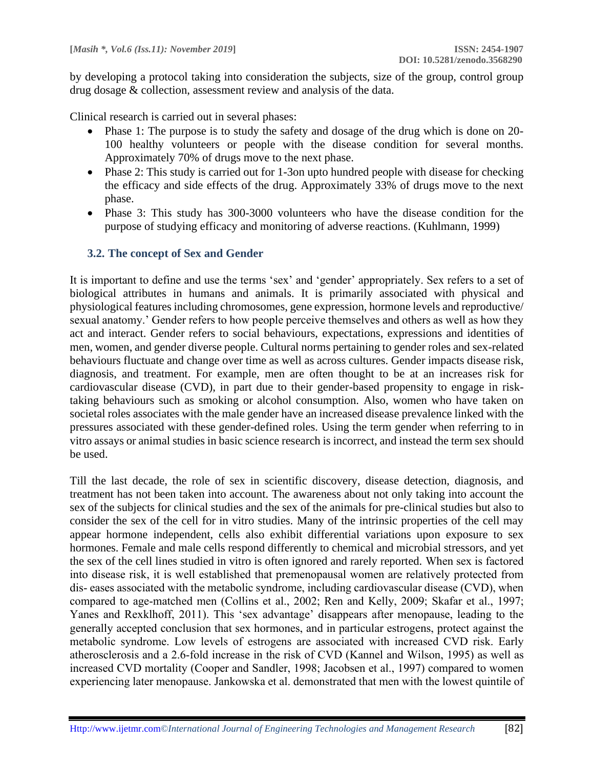by developing a protocol taking into consideration the subjects, size of the group, control group drug dosage & collection, assessment review and analysis of the data.

Clinical research is carried out in several phases:

- Phase 1: The purpose is to study the safety and dosage of the drug which is done on 20-100 healthy volunteers or people with the disease condition for several months. Approximately 70% of drugs move to the next phase.
- Phase 2: This study is carried out for 1-3on upto hundred people with disease for checking the efficacy and side effects of the drug. Approximately 33% of drugs move to the next phase.
- Phase 3: This study has 300-3000 volunteers who have the disease condition for the purpose of studying efficacy and monitoring of adverse reactions. (Kuhlmann, 1999)

### 3.2. The concept of Sex and Gender

It is important to define and use the terms 'sex' and 'gender' appropriately. Sex refers to a set of biological attributes in humans and animals. It is primarily associated with physical and physiological features including chromosomes, gene expression, hormone levels and reproductive/ sexual anatomy.' Gender refers to how people perceive themselves and others as well as how they act and interact. Gender refers to social behaviours, expectations, expressions and identities of men, women, and gender diverse people. Cultural norms pertaining to gender roles and sex-related behaviours fluctuate and change over time as well as across cultures. Gender impacts disease risk, diagnosis, and treatment. For example, men are often thought to be at an increases risk for cardiovascular disease (CVD), in part due to their gender-based propensity to engage in risk-taking behaviours such as smoking or alcohol consumption. Also, women who have taken on societal roles associates with the male gender have an increased disease prevalence linked with the pressures associated with these gender-defined roles. Using the term gender when referring to in vitro assays or animal studies in basic science research is incorrect, and instead the term sex should be used.

Till the last decade, the role of sex in scientific discovery, disease detection, diagnosis, and treatment has not been taken into account. The awareness about not only taking into account the sex of the subjects for clinical studies and the sex of the animals for pre-clinical studies but also to consider the sex of the cell for in vitro studies. Many of the intrinsic properties of the cell may appear hormone independent, cells also exhibit differential variations upon exposure to sex hormones. Female and male cells respond differently to chemical and microbial stressors, and yet the sex of the cell lines studied in vitro is often ignored and rarely reported. When sex is factored into disease risk, it is well established that premenopausal women are relatively protected from dis- eases associated with the metabolic syndrome, including cardiovascular disease (CVD), when compared to age-matched men (Collins et al., 2002; Ren and Kelly, 2009; Skafar et al., 1997; Yanes and Rexklhoff, 2011). This 'sex advantage' disappears after menopause, leading to the generally accepted conclusion that sex hormones, and in particular estrogens, protect against the metabolic syndrome. Low levels of estrogens are associated with increased CVD risk. Early atherosclerosis and a 2.6-fold increase in the risk of CVD (Kannel and Wilson, 1995) as well as increased CVD mortality (Cooper and Sandler, 1998; Jacobsen et al., 1997) compared to women experiencing later menopause. Jankowska et al. demonstrated that men with the lowest quintile of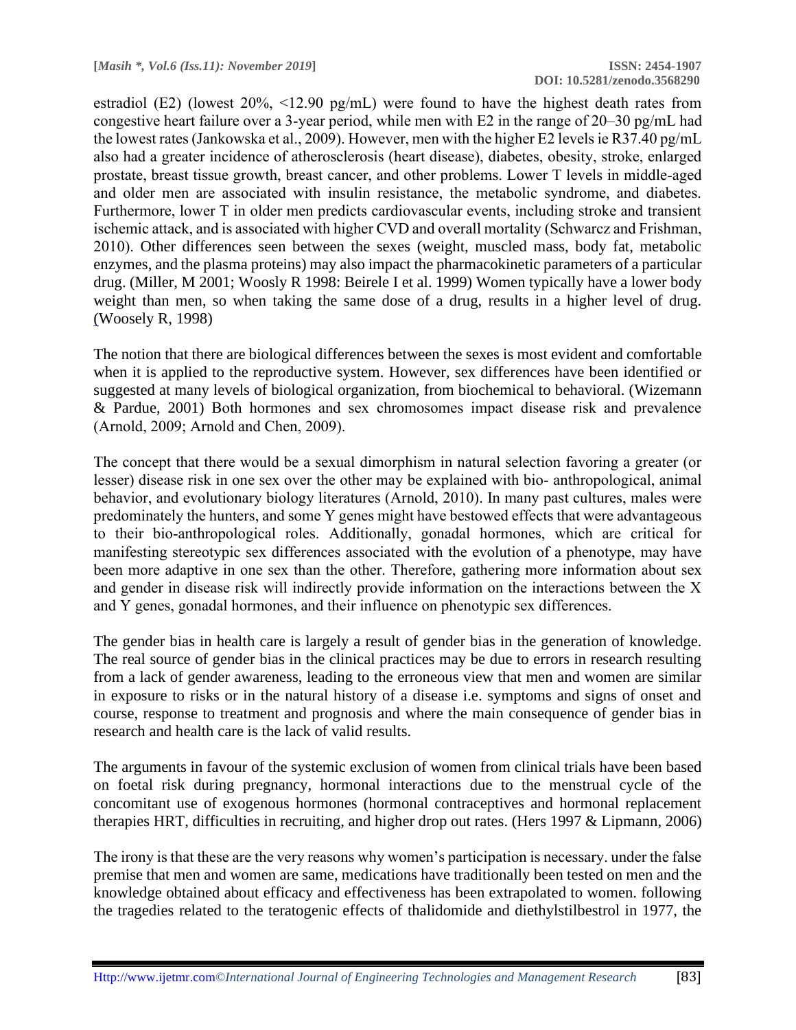estradiol (E2) (lowest 20%, <12.90 pg/mL) were found to have the highest death rates from congestive heart failure over a 3-year period, while men with E2 in the range of 20–30 pg/mL had the lowest rates (Jankowska et al., 2009). However, men with the higher E2 levels ie R37.40 pg/mL also had a greater incidence of atherosclerosis (heart disease), diabetes, obesity, stroke, enlarged prostate, breast tissue growth, breast cancer, and other problems. Lower T levels in middle-aged and older men are associated with insulin resistance, the metabolic syndrome, and diabetes. Furthermore, lower T in older men predicts cardiovascular events, including stroke and transient ischemic attack, and is associated with higher CVD and overall mortality (Schwarcz and Frishman, 2010). Other differences seen between the sexes (weight, muscled mass, body fat, metabolic enzymes, and the plasma proteins) may also impact the pharmacokinetic parameters of a particular drug. (Miller, M 2001; Woosly R 1998: Beirele I et al. 1999) Women typically have a lower body weight than men, so when taking the same dose of a drug, results in a higher level of drug. (Woosely R, 1998)

The notion that there are biological differences between the sexes is most evident and comfortable when it is applied to the reproductive system. However, sex differences have been identified or suggested at many levels of biological organization, from biochemical to behavioral. (Wizemann & Pardue, 2001) Both hormones and sex chromosomes impact disease risk and prevalence (Arnold, 2009; Arnold and Chen, 2009).

The concept that there would be a sexual dimorphism in natural selection favoring a greater (or lesser) disease risk in one sex over the other may be explained with bio- anthropological, animal behavior, and evolutionary biology literatures (Arnold, 2010). In many past cultures, males were predominately the hunters, and some Y genes might have bestowed effects that were advantageous to their bio-anthropological roles. Additionally, gonadal hormones, which are critical for manifesting stereotypic sex differences associated with the evolution of a phenotype, may have been more adaptive in one sex than the other. Therefore, gathering more information about sex and gender in disease risk will indirectly provide information on the interactions between the X and Y genes, gonadal hormones, and their influence on phenotypic sex differences.

The gender bias in health care is largely a result of gender bias in the generation of knowledge. The real source of gender bias in the clinical practices may be due to errors in research resulting from a lack of gender awareness, leading to the erroneous view that men and women are similar in exposure to risks or in the natural history of a disease i.e. symptoms and signs of onset and course, response to treatment and prognosis and where the main consequence of gender bias in research and health care is the lack of valid results.

The arguments in favour of the systemic exclusion of women from clinical trials have been based on foetal risk during pregnancy, hormonal interactions due to the menstrual cycle of the concomitant use of exogenous hormones (hormonal contraceptives and hormonal replacement therapies HRT, difficulties in recruiting, and higher drop out rates. (Hers 1997 & Lipmann, 2006)

The irony is that these are the very reasons why women's participation is necessary. under the false premise that men and women are same, medications have traditionally been tested on men and the knowledge obtained about efficacy and effectiveness has been extrapolated to women. following the tragedies related to the teratogenic effects of thalidomide and diethylstilbestrol in 1977, the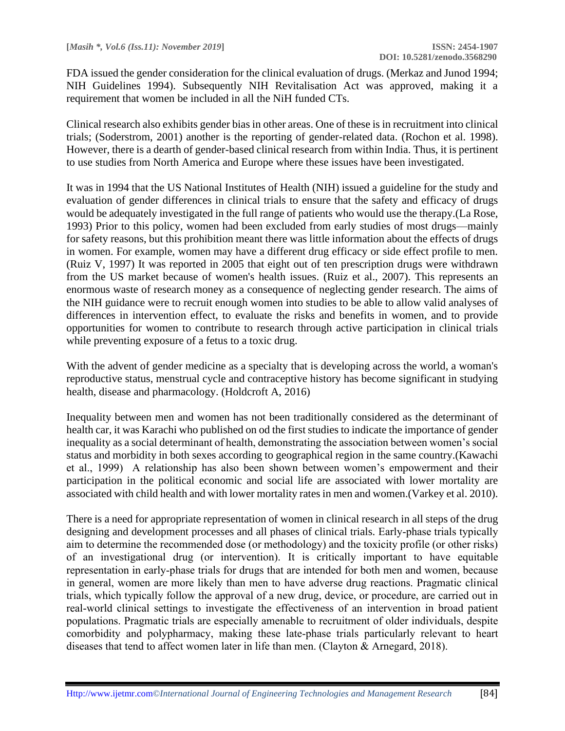FDA issued the gender consideration for the clinical evaluation of drugs. (Merkaz and Junod 1994; NIH Guidelines 1994). Subsequently NIH Revitalisation Act was approved, making it a requirement that women be included in all the NiH funded CTs.

Clinical research also exhibits gender bias in other areas. One of these is in recruitment into clinical trials; (Soderstrom, 2001) another is the reporting of gender-related data. (Rochon et al. 1998). However, there is a dearth of gender-based clinical research from within India. Thus, it is pertinent to use studies from North America and Europe where these issues have been investigated.

It was in 1994 that the US National Institutes of Health (NIH) issued a guideline for the study and evaluation of gender differences in clinical trials to ensure that the safety and efficacy of drugs would be adequately investigated in the full range of patients who would use the therapy.(La Rose, 1993) Prior to this policy, women had been excluded from early studies of most drugs—mainly for safety reasons, but this prohibition meant there was little information about the effects of drugs in women. For example, women may have a different drug efficacy or side effect profile to men. (Ruiz V, 1997) It was reported in 2005 that eight out of ten prescription drugs were withdrawn from the US market because of women's health issues. (Ruiz et al., 2007). This represents an enormous waste of research money as a consequence of neglecting gender research. The aims of the NIH guidance were to recruit enough women into studies to be able to allow valid analyses of differences in intervention effect, to evaluate the risks and benefits in women, and to provide opportunities for women to contribute to research through active participation in clinical trials while preventing exposure of a fetus to a toxic drug.

With the advent of gender medicine as a specialty that is developing across the world, a woman's reproductive status, menstrual cycle and contraceptive history has become significant in studying health, disease and pharmacology. (Holdcroft A, 2016)

Inequality between men and women has not been traditionally considered as the determinant of health car, it was Karachi who published on od the first studies to indicate the importance of gender inequality as a social determinant of health, demonstrating the association between women's social status and morbidity in both sexes according to geographical region in the same country.(Kawachi et al., 1999) A relationship has also been shown between women's empowerment and their participation in the political economic and social life are associated with lower mortality are associated with child health and with lower mortality rates in men and women.(Varkey et al. 2010).

There is a need for appropriate representation of women in clinical research in all steps of the drug designing and development processes and all phases of clinical trials. Early-phase trials typically aim to determine the recommended dose (or methodology) and the toxicity profile (or other risks) of an investigational drug (or intervention). It is critically important to have equitable representation in early-phase trials for drugs that are intended for both men and women, because in general, women are more likely than men to have adverse drug reactions. Pragmatic clinical trials, which typically follow the approval of a new drug, device, or procedure, are carried out in real-world clinical settings to investigate the effectiveness of an intervention in broad patient populations. Pragmatic trials are especially amenable to recruitment of older individuals, despite comorbidity and polypharmacy, making these late-phase trials particularly relevant to heart diseases that tend to affect women later in life than men. (Clayton & Arnegard, 2018).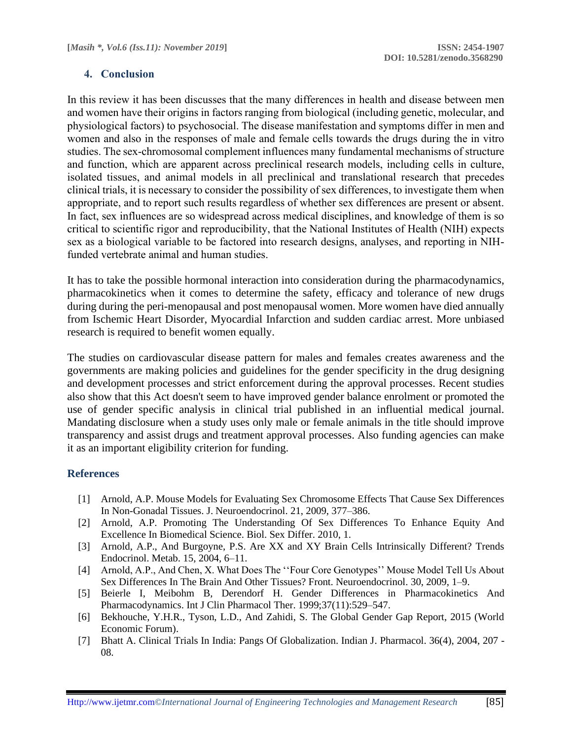## 4. Conclusion

In this review it has been discusses that the many differences in health and disease between men and women have their origins in factors ranging from biological (including genetic, molecular, and physiological factors) to psychosocial. The disease manifestation and symptoms differ in men and women and also in the responses of male and female cells towards the drugs during the in vitro studies. The sex-chromosomal complement influences many fundamental mechanisms of structure and function, which are apparent across preclinical research models, including cells in culture, isolated tissues, and animal models in all preclinical and translational research that precedes clinical trials, it is necessary to consider the possibility of sex differences, to investigate them when appropriate, and to report such results regardless of whether sex differences are present or absent. In fact, sex influences are so widespread across medical disciplines, and knowledge of them is so critical to scientific rigor and reproducibility, that the National Institutes of Health (NIH) expects sex as a biological variable to be factored into research designs, analyses, and reporting in NIH-funded vertebrate animal and human studies.

It has to take the possible hormonal interaction into consideration during the pharmacodynamics, pharmacokinetics when it comes to determine the safety, efficacy and tolerance of new drugs during during the peri-menopausal and post menopausal women. More women have died annually from Ischemic Heart Disorder, Myocardial Infarction and sudden cardiac arrest. More unbiased research is required to benefit women equally.

The studies on cardiovascular disease pattern for males and females creates awareness and the governments are making policies and guidelines for the gender specificity in the drug designing and development processes and strict enforcement during the approval processes. Recent studies also show that this Act doesn't seem to have improved gender balance enrolment or promoted the use of gender specific analysis in clinical trial published in an influential medical journal. Mandating disclosure when a study uses only male or female animals in the title should improve transparency and assist drugs and treatment approval processes. Also funding agencies can make it as an important eligibility criterion for funding.

## References

[1] Arnold, A.P. Mouse Models for Evaluating Sex Chromosome Effects That Cause Sex Differences In Non-Gonadal Tissues. J. Neuroendocrinol. 21, 2009, 377–386.

[2] Arnold, A.P. Promoting The Understanding Of Sex Differences To Enhance Equity And Excellence In Biomedical Science. Biol. Sex Differ. 2010, 1.

[3] Arnold, A.P., And Burgoyne, P.S. Are XX and XY Brain Cells Intrinsically Different? Trends Endocrinol. Metab. 15, 2004, 6–11.

[4] Arnold, A.P., And Chen, X. What Does The ''Four Core Genotypes'' Mouse Model Tell Us About Sex Differences In The Brain And Other Tissues? Front. Neuroendocrinol. 30, 2009, 1–9.

[5] Beierle I, Meibohm B, Derendorf H. Gender Differences in Pharmacokinetics And Pharmacodynamics. Int J Clin Pharmacol Ther. 1999;37(11):529–547.

[6] Bekhouche, Y.H.R., Tyson, L.D., And Zahidi, S. The Global Gender Gap Report, 2015 (World Economic Forum).

[7] Bhatt A. Clinical Trials In India: Pangs Of Globalization. Indian J. Pharmacol. 36(4), 2004, 207 - 08.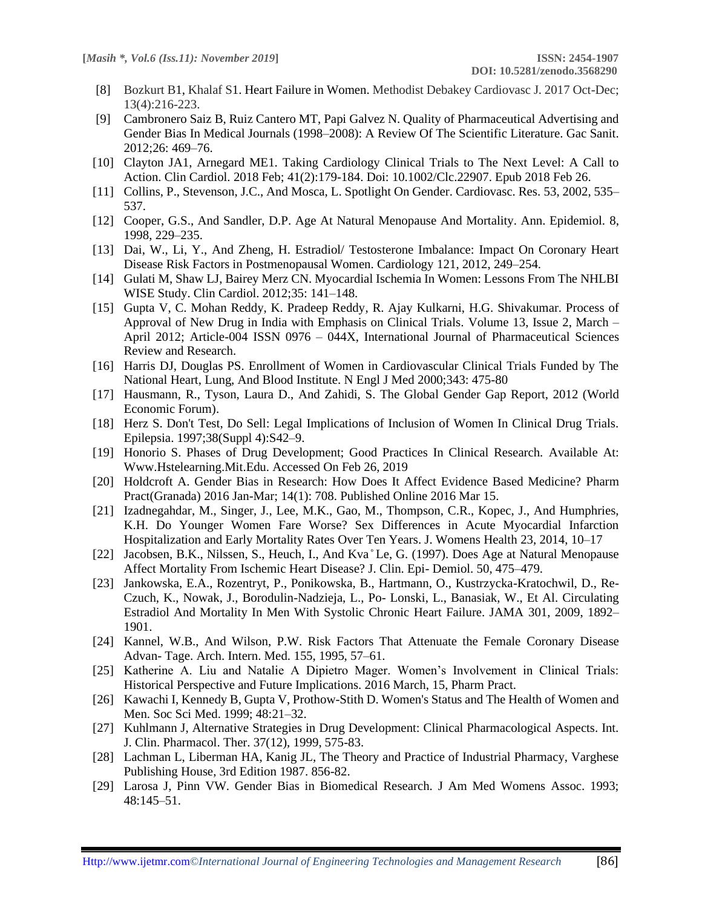[8] Bozkurt B1, Khalaf S1. Heart Failure in Women. Methodist Debakey Cardiovasc J. 2017 Oct-Dec; 13(4):216-223.

[9] Cambronero Saiz B, Ruiz Cantero MT, Papi Galvez N. Quality of Pharmaceutical Advertising and Gender Bias In Medical Journals (1998–2008): A Review Of The Scientific Literature. Gac Sanit. 2012;26: 469–76.

[10] Clayton JA1, Arnegard ME1. Taking Cardiology Clinical Trials to The Next Level: A Call to Action. Clin Cardiol. 2018 Feb; 41(2):179-184. Doi: 10.1002/Clc.22907. Epub 2018 Feb 26.

[11] Collins, P., Stevenson, J.C., And Mosca, L. Spotlight On Gender. Cardiovasc. Res. 53, 2002, 535–537.

[12] Cooper, G.S., And Sandler, D.P. Age At Natural Menopause And Mortality. Ann. Epidemiol. 8, 1998, 229–235.

[13] Dai, W., Li, Y., And Zheng, H. Estradiol/ Testosterone Imbalance: Impact On Coronary Heart Disease Risk Factors in Postmenopausal Women. Cardiology 121, 2012, 249–254.

[14] Gulati M, Shaw LJ, Bairey Merz CN. Myocardial Ischemia In Women: Lessons From The NHLBI WISE Study. Clin Cardiol. 2012;35: 141–148.

[15] Gupta V, C. Mohan Reddy, K. Pradeep Reddy, R. Ajay Kulkarni, H.G. Shivakumar. Process of Approval of New Drug in India with Emphasis on Clinical Trials. Volume 13, Issue 2, March – April 2012; Article-004 ISSN 0976 – 044X, International Journal of Pharmaceutical Sciences Review and Research.

[16] Harris DJ, Douglas PS. Enrollment of Women in Cardiovascular Clinical Trials Funded by The National Heart, Lung, And Blood Institute. N Engl J Med 2000;343: 475-80

[17] Hausmann, R., Tyson, Laura D., And Zahidi, S. The Global Gender Gap Report, 2012 (World Economic Forum).

[18] Herz S. Don't Test, Do Sell: Legal Implications of Inclusion of Women In Clinical Drug Trials. Epilepsia. 1997;38(Suppl 4):S42–9.

[19] Honorio S. Phases of Drug Development; Good Practices In Clinical Research. Available At: Www.Hstelearning.Mit.Edu. Accessed On Feb 26, 2019

[20] Holdcroft A. Gender Bias in Research: How Does It Affect Evidence Based Medicine? Pharm Pract(Granada) 2016 Jan-Mar; 14(1): 708. Published Online 2016 Mar 15.

[21] Izadnegahdar, M., Singer, J., Lee, M.K., Gao, M., Thompson, C.R., Kopec, J., And Humphries, K.H. Do Younger Women Fare Worse? Sex Differences in Acute Myocardial Infarction Hospitalization and Early Mortality Rates Over Ten Years. J. Womens Health 23, 2014, 10–17

[22] Jacobsen, B.K., Nilssen, S., Heuch, I., And Kva˚Le, G. (1997). Does Age at Natural Menopause Affect Mortality From Ischemic Heart Disease? J. Clin. Epi- Demiol. 50, 475–479.

[23] Jankowska, E.A., Rozentryt, P., Ponikowska, B., Hartmann, O., Kustrzycka-Kratochwil, D., Re-Czuch, K., Nowak, J., Borodulin-Nadzieja, L., Po- Lonski, L., Banasiak, W., Et Al. Circulating Estradiol And Mortality In Men With Systolic Chronic Heart Failure. JAMA 301, 2009, 1892–1901.

[24] Kannel, W.B., And Wilson, P.W. Risk Factors That Attenuate the Female Coronary Disease Advan- Tage. Arch. Intern. Med. 155, 1995, 57–61.

[25] Katherine A. Liu and Natalie A Dipietro Mager. Women's Involvement in Clinical Trials: Historical Perspective and Future Implications. 2016 March, 15, Pharm Pract.

[26] Kawachi I, Kennedy B, Gupta V, Prothow-Stith D. Women's Status and The Health of Women and Men. Soc Sci Med. 1999; 48:21–32.

[27] Kuhlmann J, Alternative Strategies in Drug Development: Clinical Pharmacological Aspects. Int. J. Clin. Pharmacol. Ther. 37(12), 1999, 575-83.

[28] Lachman L, Liberman HA, Kanig JL, The Theory and Practice of Industrial Pharmacy, Varghese Publishing House, 3rd Edition 1987. 856-82.

[29] Larosa J, Pinn VW. Gender Bias in Biomedical Research. J Am Med Womens Assoc. 1993; 48:145–51.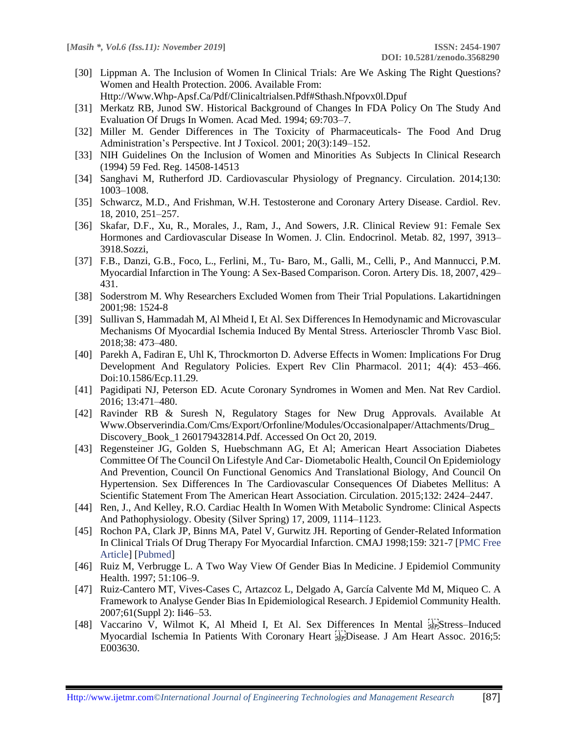[30] Lippman A. The Inclusion of Women In Clinical Trials: Are We Asking The Right Questions? Women and Health Protection. 2006. Available From: Http://Www.Whp-Apsf.Ca/Pdf/Clinicaltrialsen.Pdf#Sthash.Nfpovx0l.Dpuf

[31] Merkatz RB, Junod SW. Historical Background of Changes In FDA Policy On The Study And Evaluation Of Drugs In Women. Acad Med. 1994; 69:703–7.

[32] Miller M. Gender Differences in The Toxicity of Pharmaceuticals- The Food And Drug Administration's Perspective. Int J Toxicol. 2001; 20(3):149–152.

[33] NIH Guidelines On the Inclusion of Women and Minorities As Subjects In Clinical Research (1994) 59 Fed. Reg. 14508-14513

[34] Sanghavi M, Rutherford JD. Cardiovascular Physiology of Pregnancy. Circulation. 2014;130: 1003–1008.

[35] Schwarcz, M.D., And Frishman, W.H. Testosterone and Coronary Artery Disease. Cardiol. Rev. 18, 2010, 251–257.

[36] Skafar, D.F., Xu, R., Morales, J., Ram, J., And Sowers, J.R. Clinical Review 91: Female Sex Hormones and Cardiovascular Disease In Women. J. Clin. Endocrinol. Metab. 82, 1997, 3913–3918.Sozzi,

[37] F.B., Danzi, G.B., Foco, L., Ferlini, M., Tu- Baro, M., Galli, M., Celli, P., And Mannucci, P.M. Myocardial Infarction in The Young: A Sex-Based Comparison. Coron. Artery Dis. 18, 2007, 429–431.

[38] Soderstrom M. Why Researchers Excluded Women from Their Trial Populations. Lakartidningen 2001;98: 1524-8

[39] Sullivan S, Hammadah M, Al Mheid I, Et Al. Sex Differences In Hemodynamic and Microvascular Mechanisms Of Myocardial Ischemia Induced By Mental Stress. Arterioscler Thromb Vasc Biol. 2018;38: 473–480.

[40] Parekh A, Fadiran E, Uhl K, Throckmorton D. Adverse Effects in Women: Implications For Drug Development And Regulatory Policies. Expert Rev Clin Pharmacol. 2011; 4(4): 453–466. Doi:10.1586/Ecp.11.29.

[41] Pagidipati NJ, Peterson ED. Acute Coronary Syndromes in Women and Men. Nat Rev Cardiol. 2016; 13:471–480.

[42] Ravinder RB & Suresh N, Regulatory Stages for New Drug Approvals. Available At Www.Observerindia.Com/Cms/Export/Orfonline/Modules/Occasionalpaper/Attachments/Drug_Discovery_Book_1 260179432814.Pdf. Accessed On Oct 20, 2019.

[43] Regensteiner JG, Golden S, Huebschmann AG, Et Al; American Heart Association Diabetes Committee Of The Council On Lifestyle And Car- Diometabolic Health, Council On Epidemiology And Prevention, Council On Functional Genomics And Translational Biology, And Council On Hypertension. Sex Differences In The Cardiovascular Consequences Of Diabetes Mellitus: A Scientific Statement From The American Heart Association. Circulation. 2015;132: 2424–2447.

[44] Ren, J., And Kelley, R.O. Cardiac Health In Women With Metabolic Syndrome: Clinical Aspects And Pathophysiology. Obesity (Silver Spring) 17, 2009, 1114–1123.

[45] Rochon PA, Clark JP, Binns MA, Patel V, Gurwitz JH. Reporting of Gender-Related Information In Clinical Trials Of Drug Therapy For Myocardial Infarction. CMAJ 1998;159: 321-7 [PMC Free Article] [Pubmed]

[46] Ruiz M, Verbrugge L. A Two Way View Of Gender Bias In Medicine. J Epidemiol Community Health. 1997; 51:106–9.

[47] Ruiz-Cantero MT, Vives-Cases C, Artazcoz L, Delgado A, García Calvente Md M, Miqueo C. A Framework to Analyse Gender Bias In Epidemiological Research. J Epidemiol Community Health. 2007;61(Suppl 2): Ii46–53.

[48] Vaccarino V, Wilmot K, Al Mheid I, Et Al. Sex Differences In Mental Stress–Induced Myocardial Ischemia In Patients With Coronary Heart Disease. J Am Heart Assoc. 2016;5: E003630.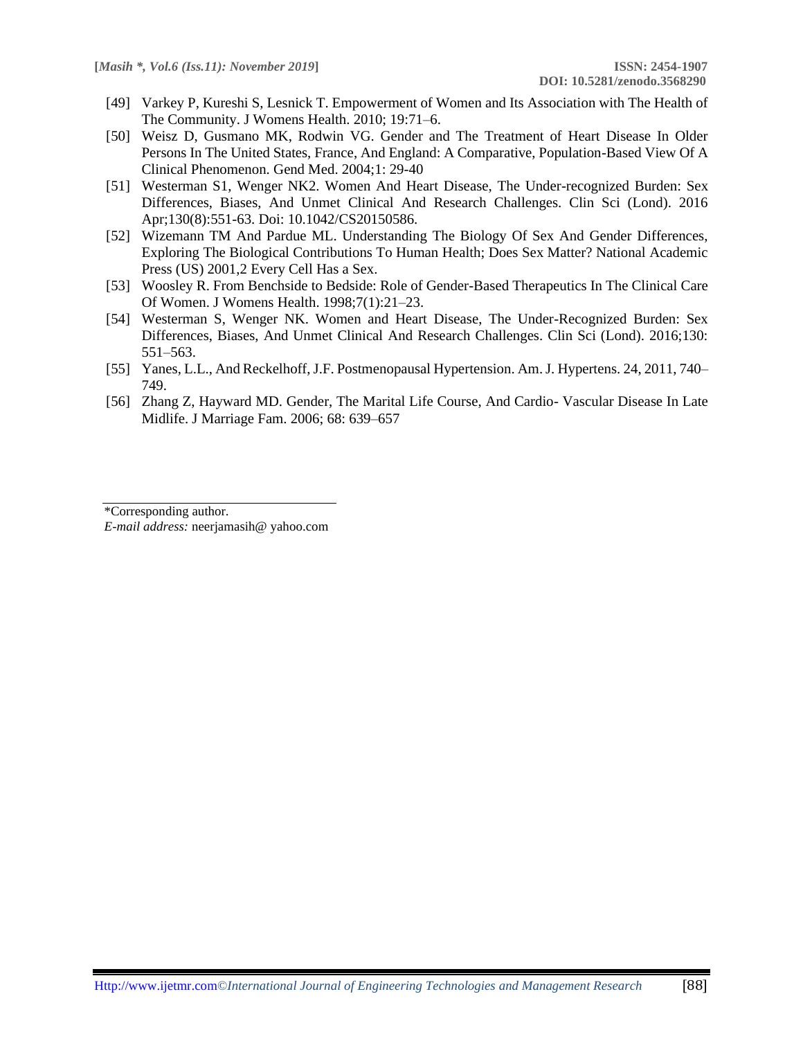[49] Varkey P, Kureshi S, Lesnick T. Empowerment of Women and Its Association with The Health of The Community. J Womens Health. 2010; 19:71–6.

[50] Weisz D, Gusmano MK, Rodwin VG. Gender and The Treatment of Heart Disease In Older Persons In The United States, France, And England: A Comparative, Population-Based View Of A Clinical Phenomenon. Gend Med. 2004;1: 29-40

[51] Westerman S1, Wenger NK2. Women And Heart Disease, The Under-recognized Burden: Sex Differences, Biases, And Unmet Clinical And Research Challenges. Clin Sci (Lond). 2016 Apr;130(8):551-63. Doi: 10.1042/CS20150586.

[52] Wizemann TM And Pardue ML. Understanding The Biology Of Sex And Gender Differences, Exploring The Biological Contributions To Human Health; Does Sex Matter? National Academic Press (US) 2001,2 Every Cell Has a Sex.

[53] Woosley R. From Benchside to Bedside: Role of Gender-Based Therapeutics In The Clinical Care Of Women. J Womens Health. 1998;7(1):21–23.

[54] Westerman S, Wenger NK. Women and Heart Disease, The Under-Recognized Burden: Sex Differences, Biases, And Unmet Clinical And Research Challenges. Clin Sci (Lond). 2016;130: 551–563.

[55] Yanes, L.L., And Reckelhoff, J.F. Postmenopausal Hypertension. Am. J. Hypertens. 24, 2011, 740–749.

[56] Zhang Z, Hayward MD. Gender, The Marital Life Course, And Cardio- Vascular Disease In Late Midlife. J Marriage Fam. 2006; 68: 639–657

---

*Corresponding author.

*E-mail address:* neerjamasih@ yahoo.com